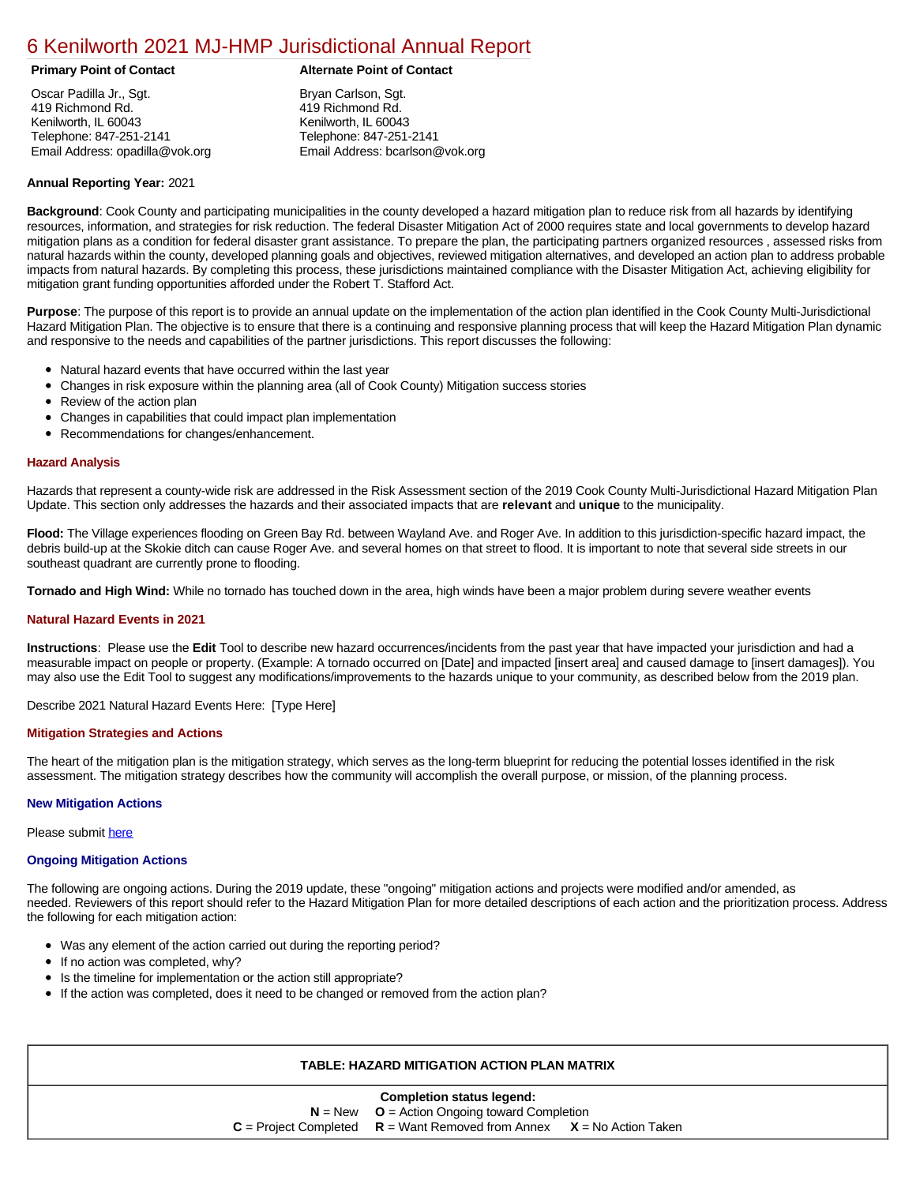# 6 Kenilworth 2021 MJ-HMP Jurisdictional Annual Report

**Primary Point of Contact**

Oscar Padilla Jr., Sgt.
419 Richmond Rd.
Kenilworth, IL 60043
Telephone: 847-251-2141
Email Address: opadilla@vok.org

**Alternate Point of Contact**

Bryan Carlson, Sgt.
419 Richmond Rd.
Kenilworth, IL 60043
Telephone: 847-251-2141
Email Address: bcarlson@vok.org

**Annual Reporting Year:** 2021

**Background**: Cook County and participating municipalities in the county developed a hazard mitigation plan to reduce risk from all hazards by identifying resources, information, and strategies for risk reduction. The federal Disaster Mitigation Act of 2000 requires state and local governments to develop hazard mitigation plans as a condition for federal disaster grant assistance. To prepare the plan, the participating partners organized resources , assessed risks from natural hazards within the county, developed planning goals and objectives, reviewed mitigation alternatives, and developed an action plan to address probable impacts from natural hazards. By completing this process, these jurisdictions maintained compliance with the Disaster Mitigation Act, achieving eligibility for mitigation grant funding opportunities afforded under the Robert T. Stafford Act.

**Purpose**: The purpose of this report is to provide an annual update on the implementation of the action plan identified in the Cook County Multi-Jurisdictional Hazard Mitigation Plan. The objective is to ensure that there is a continuing and responsive planning process that will keep the Hazard Mitigation Plan dynamic and responsive to the needs and capabilities of the partner jurisdictions. This report discusses the following:

- Natural hazard events that have occurred within the last year
- Changes in risk exposure within the planning area (all of Cook County) Mitigation success stories
- Review of the action plan
- Changes in capabilities that could impact plan implementation
- Recommendations for changes/enhancement.

## Hazard Analysis

Hazards that represent a county-wide risk are addressed in the Risk Assessment section of the 2019 Cook County Multi-Jurisdictional Hazard Mitigation Plan Update. This section only addresses the hazards and their associated impacts that are **relevant** and **unique** to the municipality.

**Flood:** The Village experiences flooding on Green Bay Rd. between Wayland Ave. and Roger Ave. In addition to this jurisdiction-specific hazard impact, the debris build-up at the Skokie ditch can cause Roger Ave. and several homes on that street to flood. It is important to note that several side streets in our southeast quadrant are currently prone to flooding.

**Tornado and High Wind:** While no tornado has touched down in the area, high winds have been a major problem during severe weather events

## Natural Hazard Events in 2021

**Instructions**: Please use the **Edit** Tool to describe new hazard occurrences/incidents from the past year that have impacted your jurisdiction and had a measurable impact on people or property. (Example: A tornado occurred on [Date] and impacted [insert area] and caused damage to [insert damages]). You may also use the Edit Tool to suggest any modifications/improvements to the hazards unique to your community, as described below from the 2019 plan.

Describe 2021 Natural Hazard Events Here: [Type Here]

## Mitigation Strategies and Actions

The heart of the mitigation plan is the mitigation strategy, which serves as the long-term blueprint for reducing the potential losses identified in the risk assessment. The mitigation strategy describes how the community will accomplish the overall purpose, or mission, of the planning process.

### New Mitigation Actions

Please submit here

### Ongoing Mitigation Actions

The following are ongoing actions. During the 2019 update, these "ongoing" mitigation actions and projects were modified and/or amended, as needed. Reviewers of this report should refer to the Hazard Mitigation Plan for more detailed descriptions of each action and the prioritization process. Address the following for each mitigation action:

- Was any element of the action carried out during the reporting period?
- If no action was completed, why?
- Is the timeline for implementation or the action still appropriate?
- If the action was completed, does it need to be changed or removed from the action plan?

| TABLE: HAZARD MITIGATION ACTION PLAN MATRIX |
|---|
| **Completion status legend:**<br>**N** = New **O** = Action Ongoing toward Completion<br>**C** = Project Completed **R** = Want Removed from Annex **X** = No Action Taken |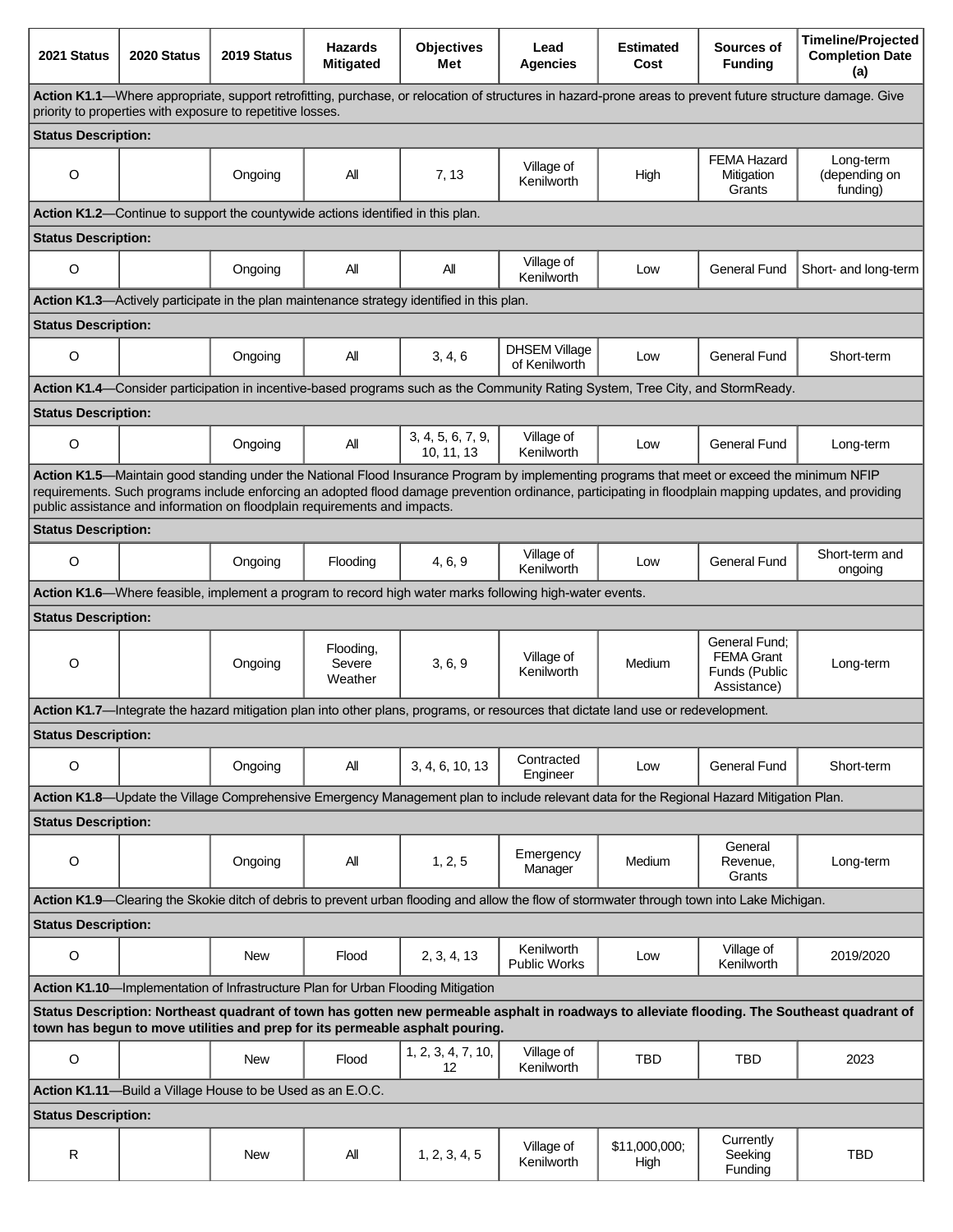| 2021 Status | 2020 Status | 2019 Status | Hazards Mitigated | Objectives Met | Lead Agencies | Estimated Cost | Sources of Funding | Timeline/Projected Completion Date (a) |
|---|---|---|---|---|---|---|---|---|
| **Action K1.1**—Where appropriate, support retrofitting, purchase, or relocation of structures in hazard-prone areas to prevent future structure damage. Give priority to properties with exposure to repetitive losses. | | | | | | | | |
| **Status Description:** | | | | | | | | |
| O | | Ongoing | All | 7, 13 | Village of Kenilworth | High | FEMA Hazard Mitigation Grants | Long-term (depending on funding) |
| **Action K1.2**—Continue to support the countywide actions identified in this plan. | | | | | | | | |
| **Status Description:** | | | | | | | | |
| O | | Ongoing | All | All | Village of Kenilworth | Low | General Fund | Short- and long-term |
| **Action K1.3**—Actively participate in the plan maintenance strategy identified in this plan. | | | | | | | | |
| **Status Description:** | | | | | | | | |
| O | | Ongoing | All | 3, 4, 6 | DHSEM Village of Kenilworth | Low | General Fund | Short-term |
| **Action K1.4**—Consider participation in incentive-based programs such as the Community Rating System, Tree City, and StormReady. | | | | | | | | |
| **Status Description:** | | | | | | | | |
| O | | Ongoing | All | 3, 4, 5, 6, 7, 9, 10, 11, 13 | Village of Kenilworth | Low | General Fund | Long-term |
| **Action K1.5**—Maintain good standing under the National Flood Insurance Program by implementing programs that meet or exceed the minimum NFIP requirements. Such programs include enforcing an adopted flood damage prevention ordinance, participating in floodplain mapping updates, and providing public assistance and information on floodplain requirements and impacts. | | | | | | | | |
| **Status Description:** | | | | | | | | |
| O | | Ongoing | Flooding | 4, 6, 9 | Village of Kenilworth | Low | General Fund | Short-term and ongoing |
| **Action K1.6**—Where feasible, implement a program to record high water marks following high-water events. | | | | | | | | |
| **Status Description:** | | | | | | | | |
| O | | Ongoing | Flooding, Severe Weather | 3, 6, 9 | Village of Kenilworth | Medium | General Fund; FEMA Grant Funds (Public Assistance) | Long-term |
| **Action K1.7**—Integrate the hazard mitigation plan into other plans, programs, or resources that dictate land use or redevelopment. | | | | | | | | |
| **Status Description:** | | | | | | | | |
| O | | Ongoing | All | 3, 4, 6, 10, 13 | Contracted Engineer | Low | General Fund | Short-term |
| **Action K1.8**—Update the Village Comprehensive Emergency Management plan to include relevant data for the Regional Hazard Mitigation Plan. | | | | | | | | |
| **Status Description:** | | | | | | | | |
| O | | Ongoing | All | 1, 2, 5 | Emergency Manager | Medium | General Revenue, Grants | Long-term |
| **Action K1.9**—Clearing the Skokie ditch of debris to prevent urban flooding and allow the flow of stormwater through town into Lake Michigan. | | | | | | | | |
| **Status Description:** | | | | | | | | |
| O | | New | Flood | 2, 3, 4, 13 | Kenilworth Public Works | Low | Village of Kenilworth | 2019/2020 |
| **Action K1.10**—Implementation of Infrastructure Plan for Urban Flooding Mitigation | | | | | | | | |
| **Status Description: Northeast quadrant of town has gotten new permeable asphalt in roadways to alleviate flooding. The Southeast quadrant of town has begun to move utilities and prep for its permeable asphalt pouring.** | | | | | | | | |
| O | | New | Flood | 1, 2, 3, 4, 7, 10, 12 | Village of Kenilworth | TBD | TBD | 2023 |
| **Action K1.11**—Build a Village House to be Used as an E.O.C. | | | | | | | | |
| **Status Description:** | | | | | | | | |
| R | | New | All | 1, 2, 3, 4, 5 | Village of Kenilworth | $11,000,000; High | Currently Seeking Funding | TBD |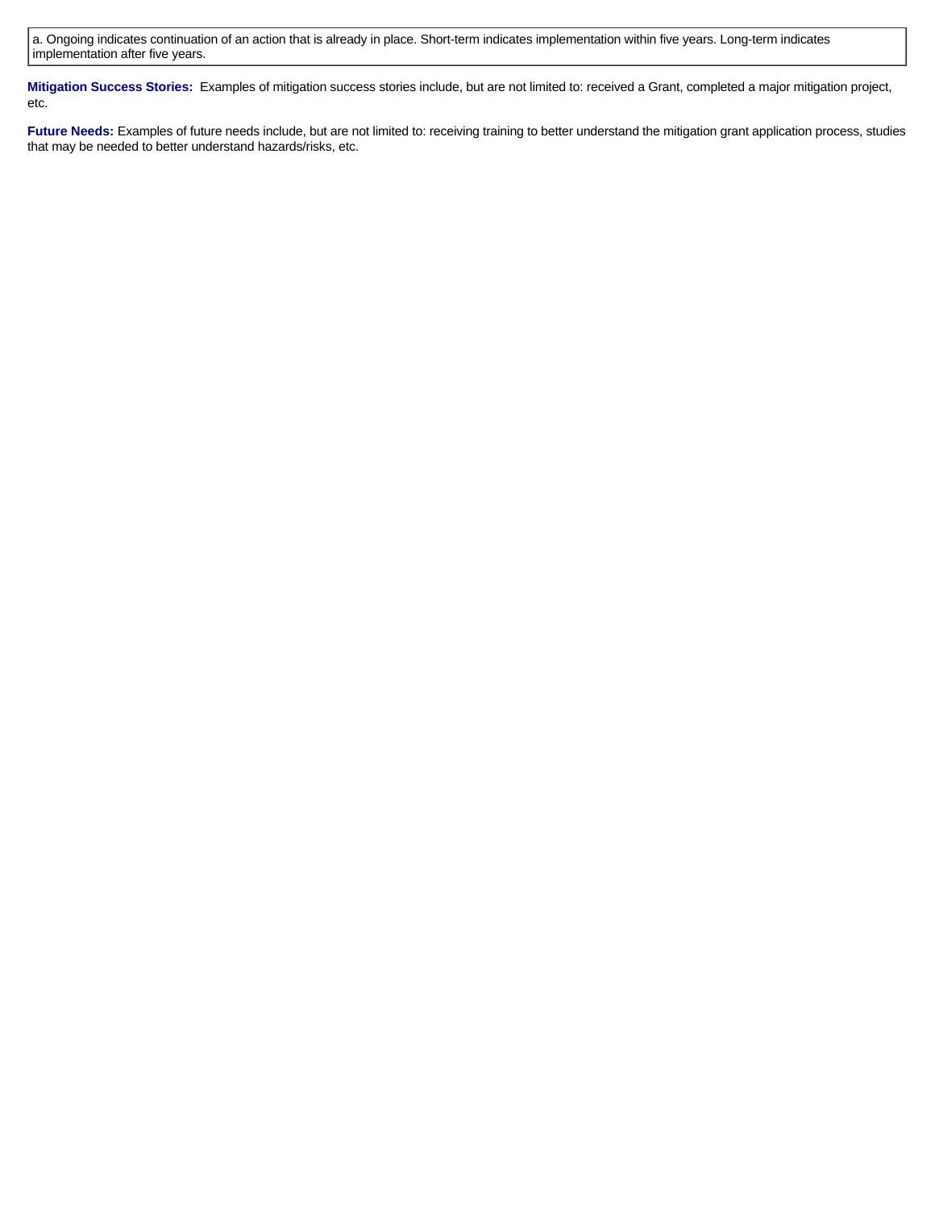| |
| --- |
| a. Ongoing indicates continuation of an action that is already in place. Short-term indicates implementation within five years. Long-term indicates implementation after five years. |

**Mitigation Success Stories:** Examples of mitigation success stories include, but are not limited to: received a Grant, completed a major mitigation project, etc.

**Future Needs:** Examples of future needs include, but are not limited to: receiving training to better understand the mitigation grant application process, studies that may be needed to better understand hazards/risks, etc.